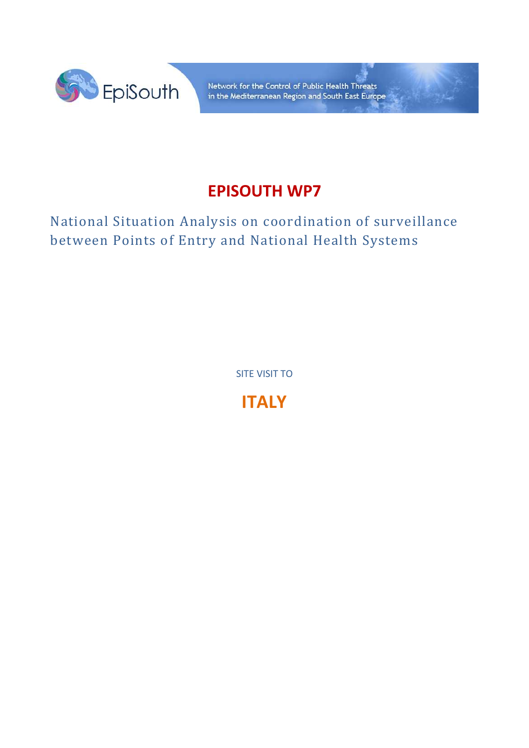EpiSouth

Network for the Control of Public Health Threats in the Mediterranean Region and South East Europe

# EPISOUTH WP7

## National Situation Analysis on coordination of surveillance between Points of Entry and National Health Systems

SITE VISIT TO

# ITALY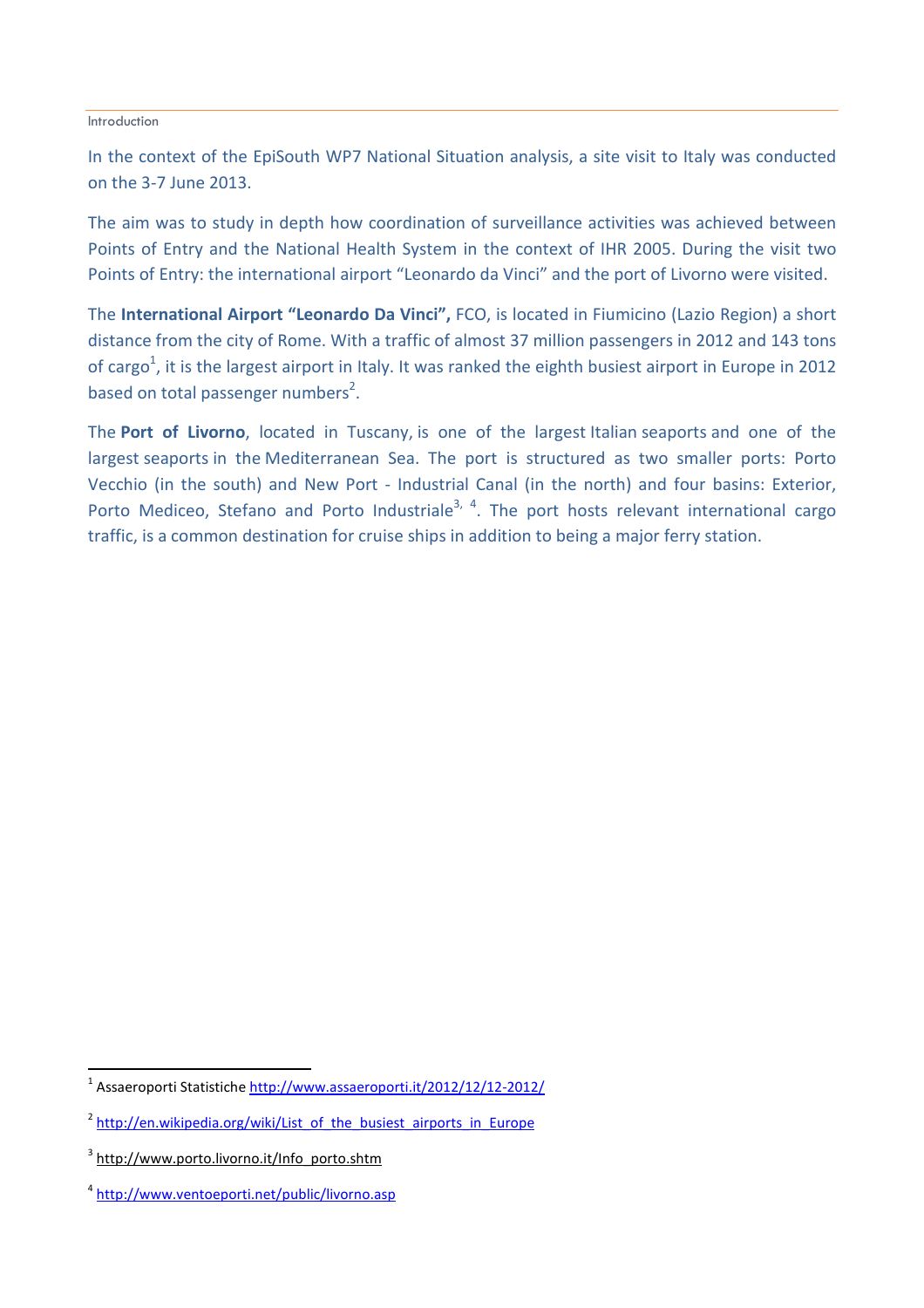## Introduction

In the context of the EpiSouth WP7 National Situation analysis, a site visit to Italy was conducted on the 3-7 June 2013.

The aim was to study in depth how coordination of surveillance activities was achieved between Points of Entry and the National Health System in the context of IHR 2005. During the visit two Points of Entry: the international airport "Leonardo da Vinci" and the port of Livorno were visited.

The **International Airport "Leonardo Da Vinci",** FCO, is located in Fiumicino (Lazio Region) a short distance from the city of Rome. With a traffic of almost 37 million passengers in 2012 and 143 tons of cargo[1], it is the largest airport in Italy. It was ranked the eighth busiest airport in Europe in 2012 based on total passenger numbers[2].

The **Port of Livorno**, located in Tuscany, is one of the largest Italian seaports and one of the largest seaports in the Mediterranean Sea. The port is structured as two smaller ports: Porto Vecchio (in the south) and New Port - Industrial Canal (in the north) and four basins: Exterior, Porto Mediceo, Stefano and Porto Industriale[3, 4]. The port hosts relevant international cargo traffic, is a common destination for cruise ships in addition to being a major ferry station.

---

[1] Assaeroporti Statistiche http://www.assaeroporti.it/2012/12/12-2012/

[2] http://en.wikipedia.org/wiki/List_of_the_busiest_airports_in_Europe

[3] http://www.porto.livorno.it/Info_porto.shtm

[4] http://www.ventoeporti.net/public/livorno.asp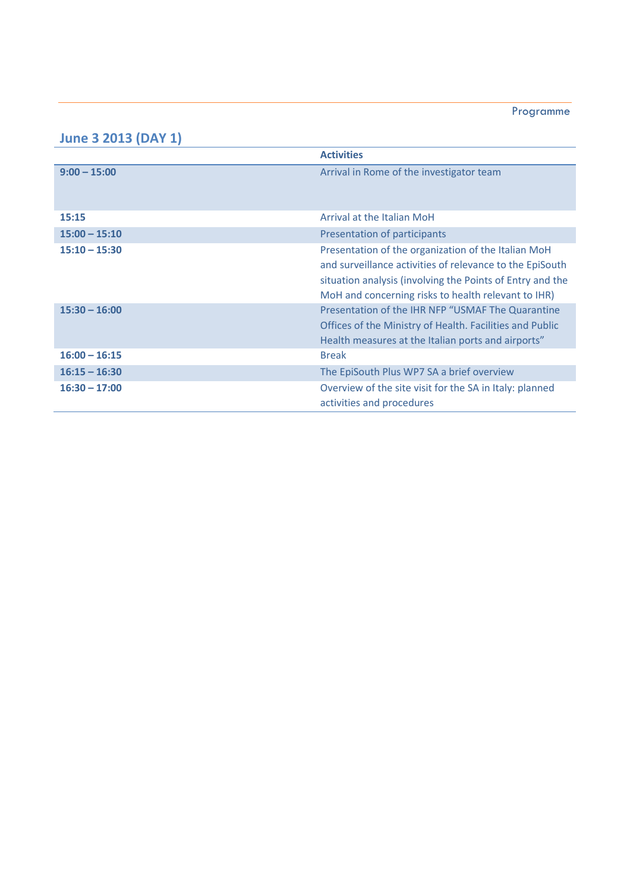## June 3 2013 (DAY 1)

| | Activities |
|---|---|
| **9:00 – 15:00** | Arrival in Rome of the investigator team |
| **15:15** | Arrival at the Italian MoH |
| **15:00 – 15:10** | Presentation of participants |
| **15:10 – 15:30** | Presentation of the organization of the Italian MoH and surveillance activities of relevance to the EpiSouth situation analysis (involving the Points of Entry and the MoH and concerning risks to health relevant to IHR) |
| **15:30 – 16:00** | Presentation of the IHR NFP "USMAF The Quarantine Offices of the Ministry of Health. Facilities and Public Health measures at the Italian ports and airports" |
| **16:00 – 16:15** | Break |
| **16:15 – 16:30** | The EpiSouth Plus WP7 SA a brief overview |
| **16:30 – 17:00** | Overview of the site visit for the SA in Italy: planned activities and procedures |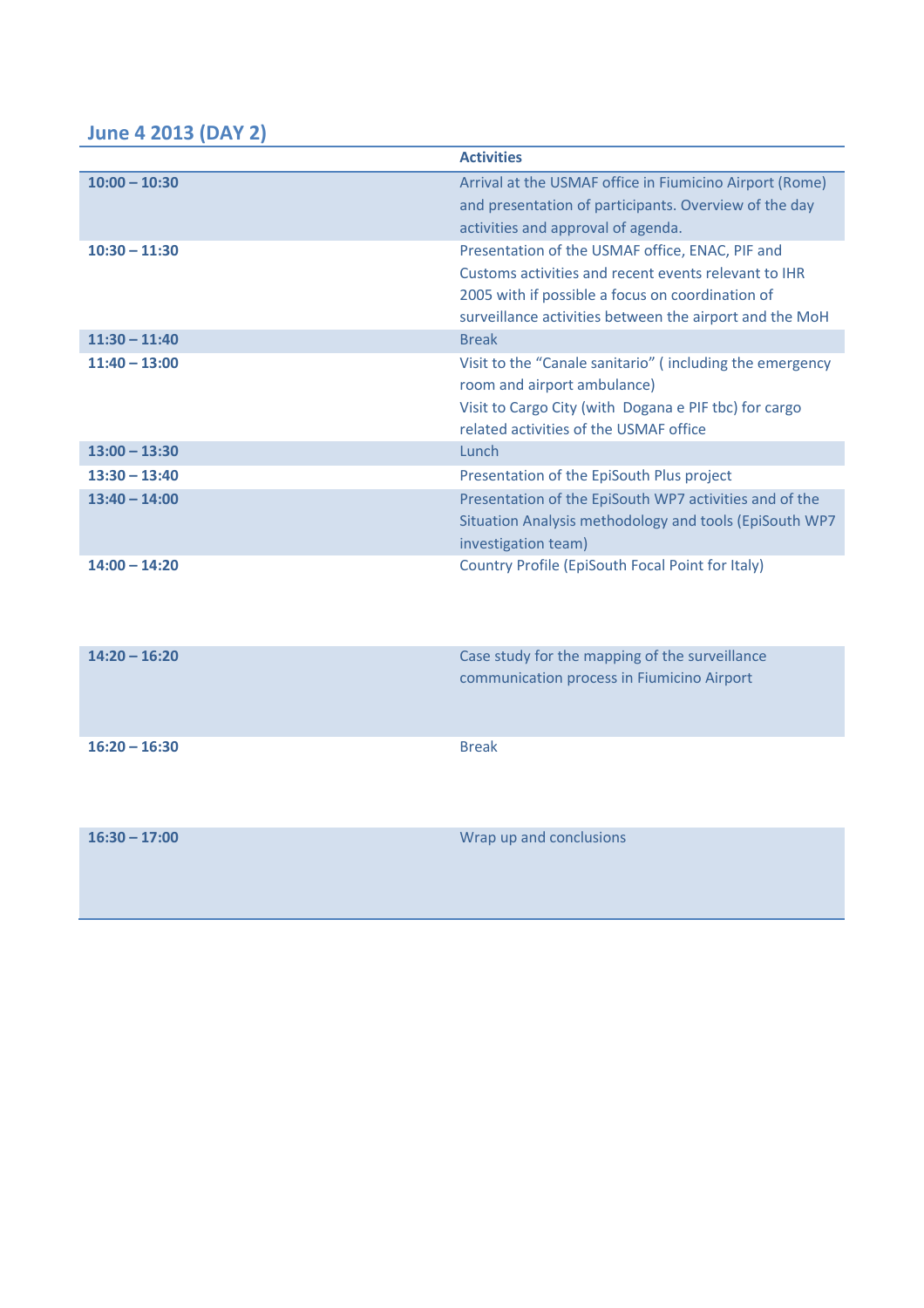## June 4 2013 (DAY 2)

| | Activities |
|---|---|
| **10:00 – 10:30** | Arrival at the USMAF office in Fiumicino Airport (Rome) and presentation of participants. Overview of the day activities and approval of agenda. |
| **10:30 – 11:30** | Presentation of the USMAF office, ENAC, PIF and Customs activities and recent events relevant to IHR 2005 with if possible a focus on coordination of surveillance activities between the airport and the MoH |
| **11:30 – 11:40** | Break |
| **11:40 – 13:00** | Visit to the "Canale sanitario" ( including the emergency room and airport ambulance)<br>Visit to Cargo City (with Dogana e PIF tbc) for cargo related activities of the USMAF office |
| **13:00 – 13:30** | Lunch |
| **13:30 – 13:40** | Presentation of the EpiSouth Plus project |
| **13:40 – 14:00** | Presentation of the EpiSouth WP7 activities and of the Situation Analysis methodology and tools (EpiSouth WP7 investigation team) |
| **14:00 – 14:20** | Country Profile (EpiSouth Focal Point for Italy) |
| **14:20 – 16:20** | Case study for the mapping of the surveillance communication process in Fiumicino Airport |
| **16:20 – 16:30** | Break |
| **16:30 – 17:00** | Wrap up and conclusions |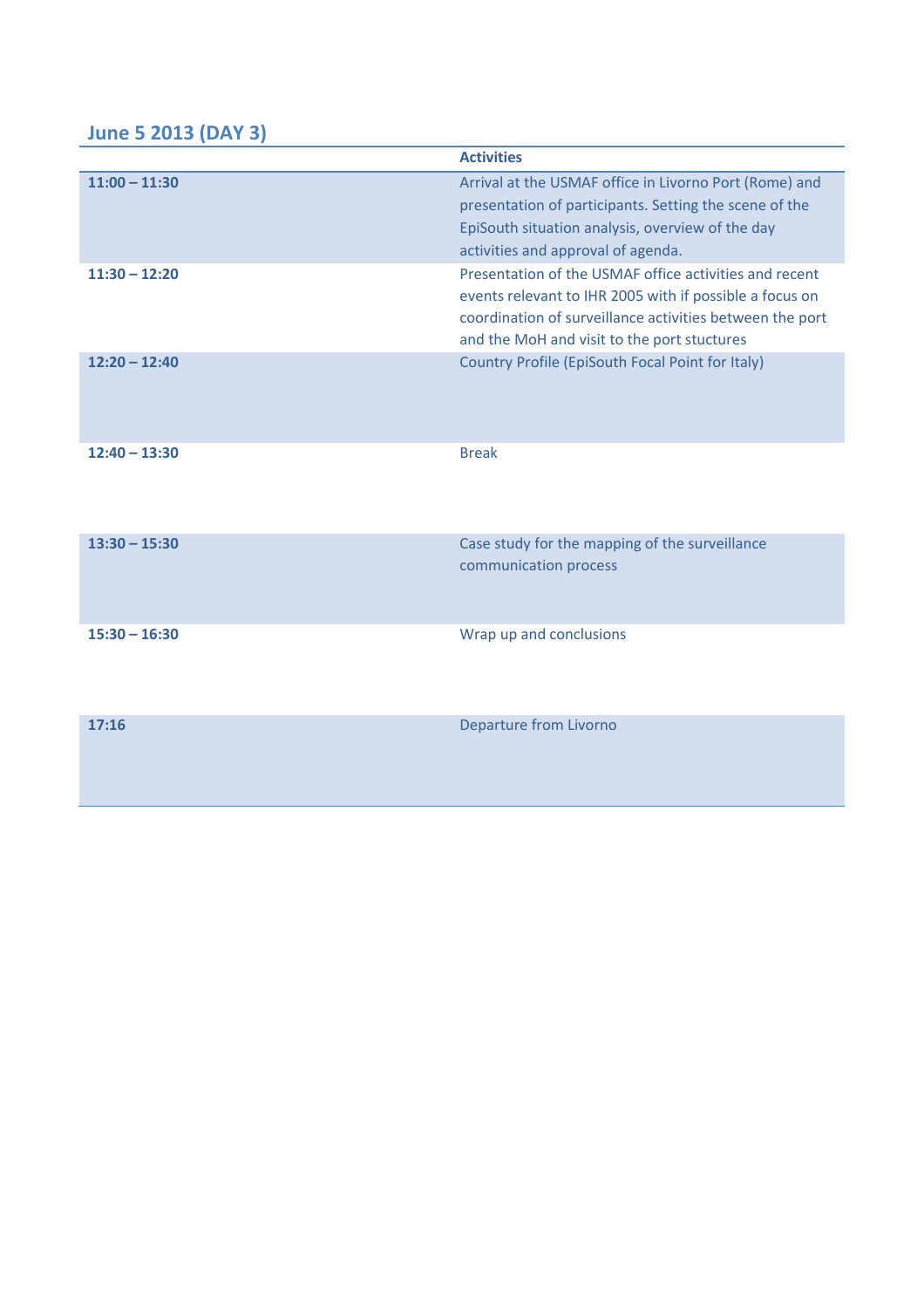## June 5 2013 (DAY 3)

| | Activities |
|---|---|
| **11:00 – 11:30** | Arrival at the USMAF office in Livorno Port (Rome) and presentation of participants. Setting the scene of the EpiSouth situation analysis, overview of the day activities and approval of agenda. |
| **11:30 – 12:20** | Presentation of the USMAF office activities and recent events relevant to IHR 2005 with if possible a focus on coordination of surveillance activities between the port and the MoH and visit to the port stuctures |
| **12:20 – 12:40** | Country Profile (EpiSouth Focal Point for Italy) |
| **12:40 – 13:30** | Break |
| **13:30 – 15:30** | Case study for the mapping of the surveillance communication process |
| **15:30 – 16:30** | Wrap up and conclusions |
| **17:16** | Departure from Livorno |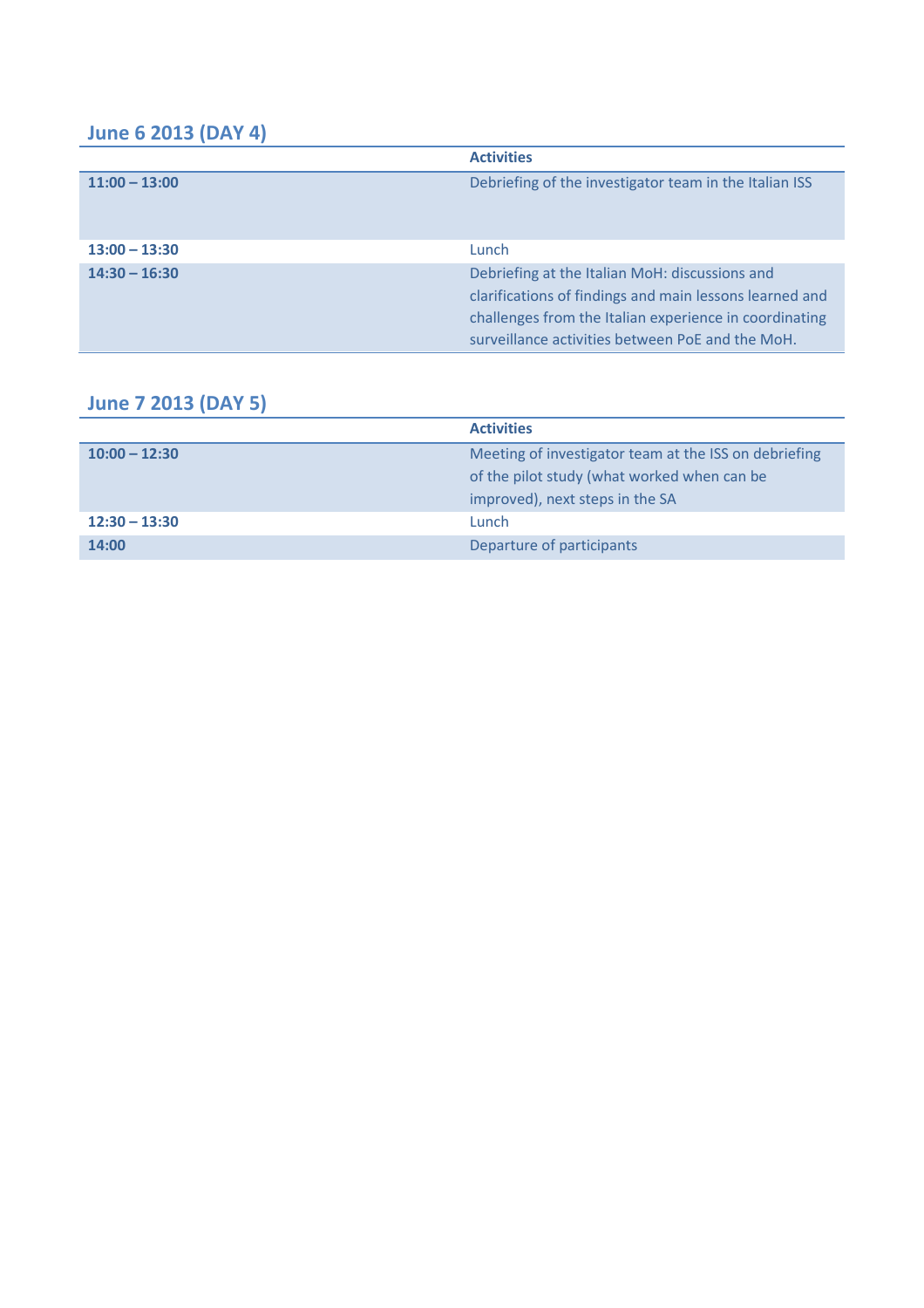## June 6 2013 (DAY 4)

| | Activities |
|---|---|
| **11:00 – 13:00** | Debriefing of the investigator team in the Italian ISS |
| **13:00 – 13:30** | Lunch |
| **14:30 – 16:30** | Debriefing at the Italian MoH: discussions and clarifications of findings and main lessons learned and challenges from the Italian experience in coordinating surveillance activities between PoE and the MoH. |

## June 7 2013 (DAY 5)

| | Activities |
|---|---|
| **10:00 – 12:30** | Meeting of investigator team at the ISS on debriefing of the pilot study (what worked when can be improved), next steps in the SA |
| **12:30 – 13:30** | Lunch |
| **14:00** | Departure of participants |